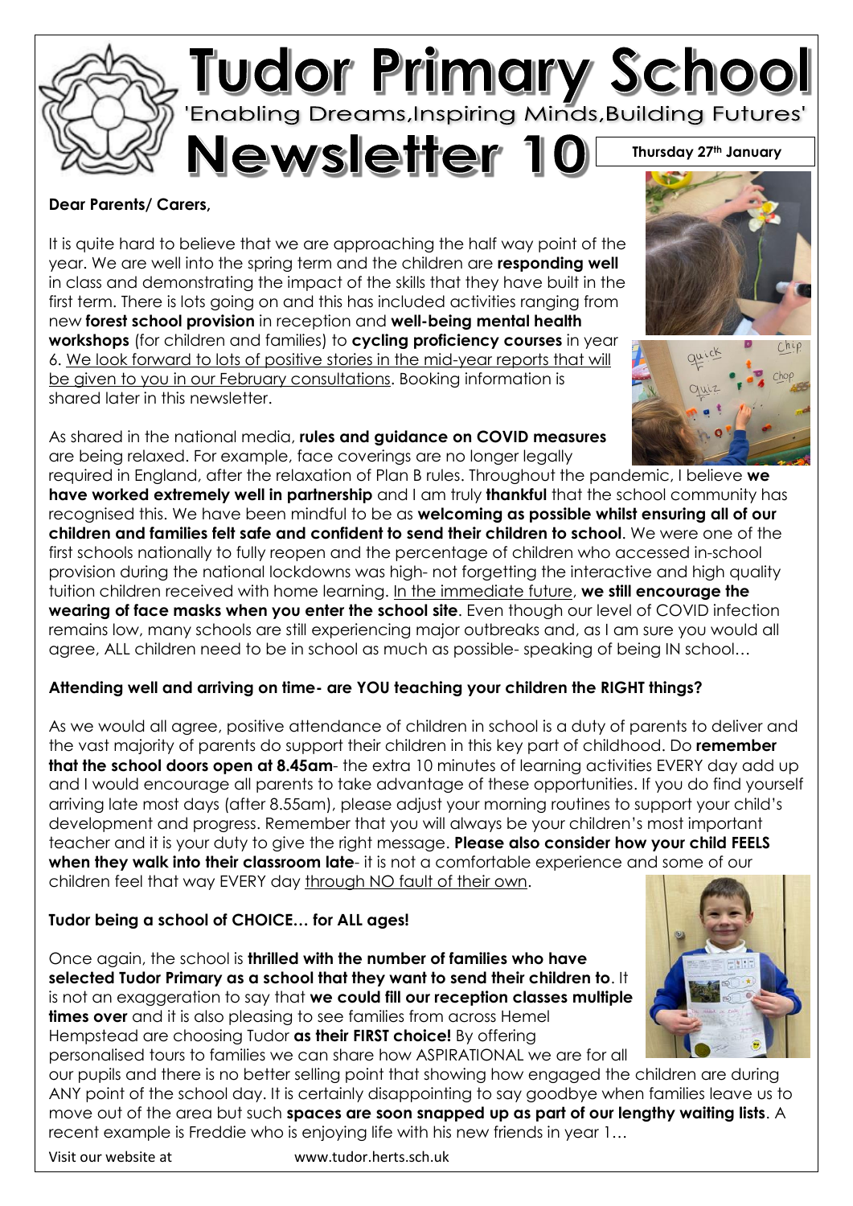# Tudor Primary School

'Enabling Dreams,Inspiring Minds,Building Futures'

# Newsletter 10

**Thursday 27th January**

**Dear Parents/ Carers,**

It is quite hard to believe that we are approaching the half way point of the year. We are well into the spring term and the children are **responding well** in class and demonstrating the impact of the skills that they have built in the first term. There is lots going on and this has included activities ranging from new **forest school provision** in reception and **well-being mental health workshops** (for children and families) to **cycling proficiency courses** in year 6. We look forward to lots of positive stories in the mid-year reports that will be given to you in our February consultations. Booking information is shared later in this newsletter.

As shared in the national media, **rules and guidance on COVID measures** are being relaxed. For example, face coverings are no longer legally required in England, after the relaxation of Plan B rules. Throughout the pandemic, I believe **we have worked extremely well in partnership** and I am truly **thankful** that the school community has recognised this. We have been mindful to be as **welcoming as possible whilst ensuring all of our children and families felt safe and confident to send their children to school**. We were one of the first schools nationally to fully reopen and the percentage of children who accessed in-school provision during the national lockdowns was high- not forgetting the interactive and high quality tuition children received with home learning. In the immediate future, **we still encourage the wearing of face masks when you enter the school site**. Even though our level of COVID infection remains low, many schools are still experiencing major outbreaks and, as I am sure you would all agree, ALL children need to be in school as much as possible- speaking of being IN school…

**Attending well and arriving on time- are YOU teaching your children the RIGHT things?**

As we would all agree, positive attendance of children in school is a duty of parents to deliver and the vast majority of parents do support their children in this key part of childhood. Do **remember that the school doors open at 8.45am**- the extra 10 minutes of learning activities EVERY day add up and I would encourage all parents to take advantage of these opportunities. If you do find yourself arriving late most days (after 8.55am), please adjust your morning routines to support your child's development and progress. Remember that you will always be your children's most important teacher and it is your duty to give the right message. **Please also consider how your child FEELS when they walk into their classroom late**- it is not a comfortable experience and some of our children feel that way EVERY day through NO fault of their own.

**Tudor being a school of CHOICE… for ALL ages!**

Once again, the school is **thrilled with the number of families who have selected Tudor Primary as a school that they want to send their children to**. It is not an exaggeration to say that **we could fill our reception classes multiple times over** and it is also pleasing to see families from across Hemel Hempstead are choosing Tudor **as their FIRST choice!** By offering personalised tours to families we can share how ASPIRATIONAL we are for all our pupils and there is no better selling point that showing how engaged the children are during ANY point of the school day. It is certainly disappointing to say goodbye when families leave us to move out of the area but such **spaces are soon snapped up as part of our lengthy waiting lists**. A recent example is Freddie who is enjoying life with his new friends in year 1…

Visit our website at www.tudor.herts.sch.uk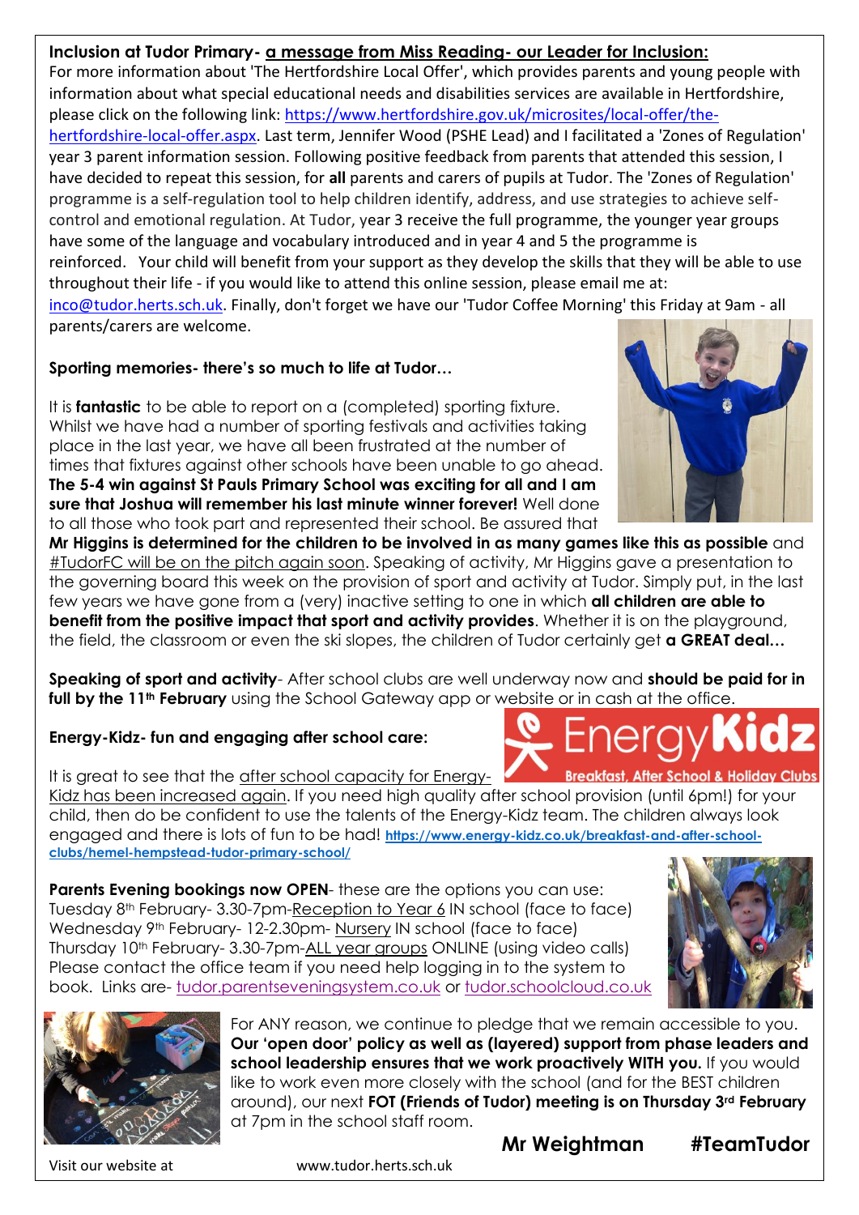**Inclusion at Tudor Primary- a message from Miss Reading- our Leader for Inclusion:**

For more information about 'The Hertfordshire Local Offer', which provides parents and young people with information about what special educational needs and disabilities services are available in Hertfordshire, please click on the following link: https://www.hertfordshire.gov.uk/microsites/local-offer/the-hertfordshire-local-offer.aspx. Last term, Jennifer Wood (PSHE Lead) and I facilitated a 'Zones of Regulation' year 3 parent information session. Following positive feedback from parents that attended this session, I have decided to repeat this session, for **all** parents and carers of pupils at Tudor. The 'Zones of Regulation' programme is a self-regulation tool to help children identify, address, and use strategies to achieve self-control and emotional regulation. At Tudor, year 3 receive the full programme, the younger year groups have some of the language and vocabulary introduced and in year 4 and 5 the programme is reinforced. Your child will benefit from your support as they develop the skills that they will be able to use throughout their life - if you would like to attend this online session, please email me at: inco@tudor.herts.sch.uk. Finally, don't forget we have our 'Tudor Coffee Morning' this Friday at 9am - all parents/carers are welcome.

**Sporting memories- there's so much to life at Tudor…**

It is **fantastic** to be able to report on a (completed) sporting fixture. Whilst we have had a number of sporting festivals and activities taking place in the last year, we have all been frustrated at the number of times that fixtures against other schools have been unable to go ahead. **The 5-4 win against St Pauls Primary School was exciting for all and I am sure that Joshua will remember his last minute winner forever!** Well done to all those who took part and represented their school. Be assured that **Mr Higgins is determined for the children to be involved in as many games like this as possible** and #TudorFC will be on the pitch again soon. Speaking of activity, Mr Higgins gave a presentation to the governing board this week on the provision of sport and activity at Tudor. Simply put, in the last few years we have gone from a (very) inactive setting to one in which **all children are able to benefit from the positive impact that sport and activity provides**. Whether it is on the playground, the field, the classroom or even the ski slopes, the children of Tudor certainly get **a GREAT deal…**

**Speaking of sport and activity**- After school clubs are well underway now and **should be paid for in full by the 11th February** using the School Gateway app or website or in cash at the office.

**Energy-Kidz- fun and engaging after school care:**

EnergyKidz
Breakfast, After School & Holiday Clubs

It is great to see that the after school capacity for Energy-Kidz has been increased again. If you need high quality after school provision (until 6pm!) for your child, then do be confident to use the talents of the Energy-Kidz team. The children always look engaged and there is lots of fun to be had! **https://www.energy-kidz.co.uk/breakfast-and-after-school-clubs/hemel-hempstead-tudor-primary-school/**

**Parents Evening bookings now OPEN**- these are the options you can use:
Tuesday 8th February- 3.30-7pm-Reception to Year 6 IN school (face to face)
Wednesday 9th February- 12-2.30pm- Nursery IN school (face to face)
Thursday 10th February- 3.30-7pm-ALL year groups ONLINE (using video calls)
Please contact the office team if you need help logging in to the system to book. Links are- tudor.parentseveningsystem.co.uk or tudor.schoolcloud.co.uk

For ANY reason, we continue to pledge that we remain accessible to you. **Our 'open door' policy as well as (layered) support from phase leaders and school leadership ensures that we work proactively WITH you.** If you would like to work even more closely with the school (and for the BEST children around), our next **FOT (Friends of Tudor) meeting is on Thursday 3rd February** at 7pm in the school staff room.

**Mr Weightman #TeamTudor**

Visit our website at www.tudor.herts.sch.uk